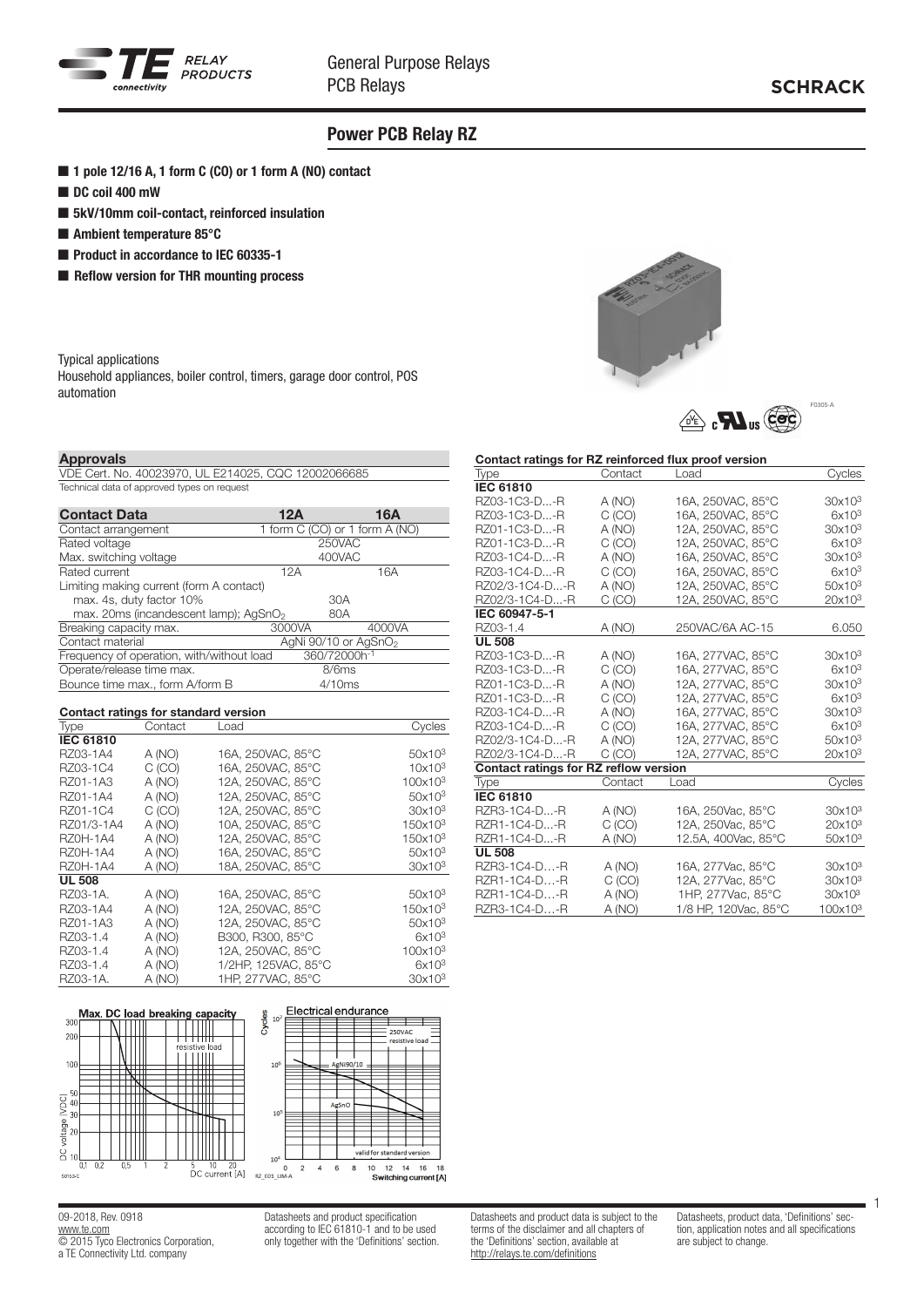# Power PCB Relay RZ

- 1 pole 12/16 A, 1 form C (CO) or 1 form A (NO) contact
- DC coil 400 mW
- 5kV/10mm coil-contact, reinforced insulation
- Ambient temperature 85°C
- Product in accordance to IEC 60335-1
- Reflow version for THR mounting process

Typical applications
Household appliances, boiler control, timers, garage door control, POS automation

## Approvals

VDE Cert. No. 40023970, UL E214025, CQC 12002066685
Technical data of approved types on request

| Contact Data | 12A | 16A |
|---|---|---|
| Contact arrangement | 1 form C (CO) or 1 form A (NO) | |
| Rated voltage | 250VAC | |
| Max. switching voltage | 400VAC | |
| Rated current | 12A | 16A |
| Limiting making current (form A contact) | | |
| max. 4s, duty factor 10% | 30A | |
| max. 20ms (incandescent lamp); $AgSnO_2$ | 80A | |
| Breaking capacity max. | 3000VA | 4000VA |
| Contact material | AgNi 90/10 or $AgSnO_2$ | |
| Frequency of operation, with/without load | 360/72000h$^{-1}$ | |
| Operate/release time max. | 8/6ms | |
| Bounce time max., form A/form B | 4/10ms | |

### Contact ratings for standard version

| Type | Contact | Load | Cycles |
|---|---|---|---|
| **IEC 61810** | | | |
| RZ03-1A4 | A (NO) | 16A, 250VAC, 85°C | $50x10^3$ |
| RZ03-1C4 | C (CO) | 16A, 250VAC, 85°C | $10x10^3$ |
| RZ01-1A3 | A (NO) | 12A, 250VAC, 85°C | $100x10^3$ |
| RZ01-1A4 | A (NO) | 12A, 250VAC, 85°C | $50x10^3$ |
| RZ01-1C4 | C (CO) | 12A, 250VAC, 85°C | $30x10^3$ |
| RZ01/3-1A4 | A (NO) | 10A, 250VAC, 85°C | $150x10^3$ |
| RZ0H-1A4 | A (NO) | 12A, 250VAC, 85°C | $150x10^3$ |
| RZ0H-1A4 | A (NO) | 16A, 250VAC, 85°C | $50x10^3$ |
| RZ0H-1A4 | A (NO) | 18A, 250VAC, 85°C | $30x10^3$ |
| **UL 508** | | | |
| RZ03-1A. | A (NO) | 16A, 250VAC, 85°C | $50x10^3$ |
| RZ03-1A4 | A (NO) | 12A, 250VAC, 85°C | $150x10^3$ |
| RZ01-1A3 | A (NO) | 12A, 250VAC, 85°C | $50x10^3$ |
| RZ03-1.4 | A (NO) | B300, R300, 85°C | $6x10^3$ |
| RZ03-1.4 | A (NO) | 12A, 250VAC, 85°C | $100x10^3$ |
| RZ03-1.4 | A (NO) | 1/2HP, 125VAC, 85°C | $6x10^3$ |
| RZ03-1A. | A (NO) | 1HP, 277VAC, 85°C | $30x10^3$ |

Max. DC load breaking capacity

Electrical endurance

### Contact ratings for RZ reinforced flux proof version

| Type | Contact | Load | Cycles |
|---|---|---|---|
| **IEC 61810** | | | |
| RZ03-1C3-D...-R | A (NO) | 16A, 250VAC, 85°C | $30x10^3$ |
| RZ03-1C3-D...-R | C (CO) | 16A, 250VAC, 85°C | $6x10^3$ |
| RZ01-1C3-D...-R | A (NO) | 12A, 250VAC, 85°C | $30x10^3$ |
| RZ01-1C3-D...-R | C (CO) | 12A, 250VAC, 85°C | $6x10^3$ |
| RZ03-1C4-D...-R | A (NO) | 16A, 250VAC, 85°C | $30x10^3$ |
| RZ03-1C4-D...-R | C (CO) | 16A, 250VAC, 85°C | $6x10^3$ |
| RZ02/3-1C4-D...-R | A (NO) | 12A, 250VAC, 85°C | $50x10^3$ |
| RZ02/3-1C4-D...-R | C (CO) | 12A, 250VAC, 85°C | $20x10^3$ |
| **IEC 60947-5-1** | | | |
| RZ03-1.4 | A (NO) | 250VAC/6A AC-15 | 6.050 |
| **UL 508** | | | |
| RZ03-1C3-D...-R | A (NO) | 16A, 277VAC, 85°C | $30x10^3$ |
| RZ03-1C3-D...-R | C (CO) | 16A, 277VAC, 85°C | $6x10^3$ |
| RZ01-1C3-D...-R | A (NO) | 12A, 277VAC, 85°C | $30x10^3$ |
| RZ01-1C3-D...-R | C (CO) | 12A, 277VAC, 85°C | $6x10^3$ |
| RZ03-1C4-D...-R | A (NO) | 16A, 277VAC, 85°C | $30x10^3$ |
| RZ03-1C4-D...-R | C (CO) | 16A, 277VAC, 85°C | $6x10^3$ |
| RZ02/3-1C4-D...-R | A (NO) | 12A, 277VAC, 85°C | $50x10^3$ |
| RZ02/3-1C4-D...-R | C (CO) | 12A, 277VAC, 85°C | $20x10^3$ |

### Contact ratings for RZ reflow version

| Type | Contact | Load | Cycles |
|---|---|---|---|
| **IEC 61810** | | | |
| RZR3-1C4-D...-R | A (NO) | 16A, 250Vac, 85°C | $30x10^3$ |
| RZR1-1C4-D...-R | C (CO) | 12A, 250Vac, 85°C | $20x10^3$ |
| RZR1-1C4-D...-R | A (NO) | 12.5A, 400Vac, 85°C | $50x10^3$ |
| **UL 508** | | | |
| RZR3-1C4-D…-R | A (NO) | 16A, 277Vac, 85°C | $30x10^3$ |
| RZR1-1C4-D…-R | C (CO) | 12A, 277Vac, 85°C | $30x10^3$ |
| RZR1-1C4-D…-R | A (NO) | 1HP, 277Vac, 85°C | $30x10^3$ |
| RZR3-1C4-D…-R | A (NO) | 1/8 HP, 120Vac, 85°C | $100x10^3$ |

09-2018, Rev. 0918
www.te.com
© 2015 Tyco Electronics Corporation, a TE Connectivity Ltd. company

Datasheets and product specification according to IEC 61810-1 and to be used only together with the 'Definitions' section.

Datasheets and product data is subject to the terms of the disclaimer and all chapters of the 'Definitions' section, available at http://relays.te.com/definitions

Datasheets, product data, 'Definitions' section, application notes and all specifications are subject to change.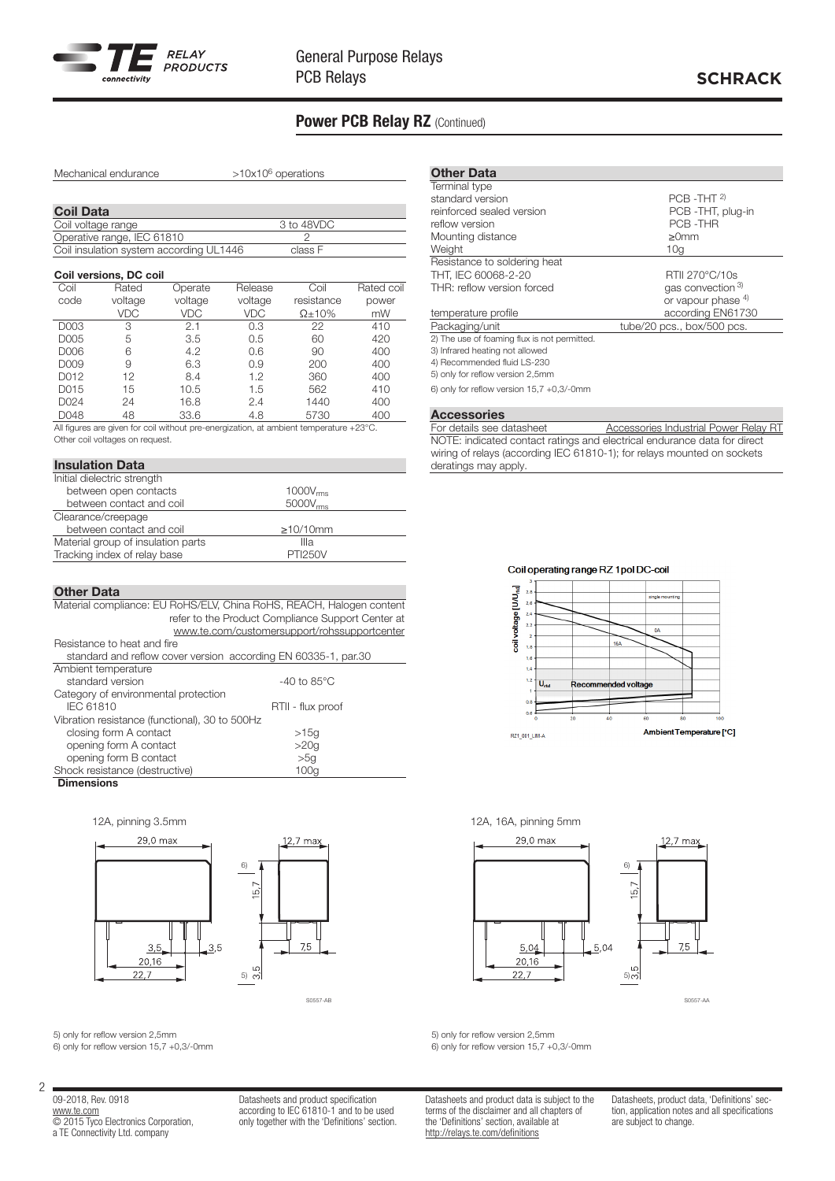# Power PCB Relay RZ (Continued)

| Mechanical endurance | $>10x10^6$ operations |
|---|---|

## Coil Data

| Coil voltage range | 3 to 48VDC |
|---|---|
| Operative range, IEC 61810 | 2 |
| Coil insulation system according UL1446 | class F |

### Coil versions, DC coil

| Coil code | Rated voltage VDC | Operate voltage VDC | Release voltage VDC | Coil resistance Ω±10% | Rated coil power mW |
|---|---|---|---|---|---|
| D003 | 3 | 2.1 | 0.3 | 22 | 410 |
| D005 | 5 | 3.5 | 0.5 | 60 | 420 |
| D006 | 6 | 4.2 | 0.6 | 90 | 400 |
| D009 | 9 | 6.3 | 0.9 | 200 | 400 |
| D012 | 12 | 8.4 | 1.2 | 360 | 400 |
| D015 | 15 | 10.5 | 1.5 | 562 | 410 |
| D024 | 24 | 16.8 | 2.4 | 1440 | 400 |
| D048 | 48 | 33.6 | 4.8 | 5730 | 400 |

All figures are given for coil without pre-energization, at ambient temperature +23°C.
Other coil voltages on request.

## Insulation Data

| Initial dielectric strength | |
|---|---|
| between open contacts | $1000V_{rms}$ |
| between contact and coil | $5000V_{rms}$ |
| Clearance/creepage | |
| between contact and coil | ≥10/10mm |
| Material group of insulation parts | IIIa |
| Tracking index of relay base | PTI250V |

## Other Data

Material compliance: EU RoHS/ELV, China RoHS, REACH, Halogen content refer to the Product Compliance Support Center at www.te.com/customersupport/rohssupportcenter

| Resistance to heat and fire | |
|---|---|
| standard and reflow cover version according EN 60335-1, par.30 | |
| Ambient temperature | |
| standard version | -40 to 85°C |
| Category of environmental protection | |
| IEC 61810 | RTII - flux proof |
| Vibration resistance (functional), 30 to 500Hz | |
| closing form A contact | >15g |
| opening form A contact | >20g |
| opening form B contact | >5g |
| Shock resistance (destructive) | 100g |

## Other Data

| Terminal type | |
|---|---|
| standard version | PCB -THT [2] |
| reinforced sealed version | PCB -THT, plug-in |
| reflow version | PCB -THR |
| Mounting distance | ≥0mm |
| Weight | 10g |
| Resistance to soldering heat | |
| THT, IEC 60068-2-20 | RTII 270°C/10s |
| THR: reflow version forced | gas convection [3] or vapour phase [4] |
| temperature profile | according EN61730 |
| Packaging/unit | tube/20 pcs., box/500 pcs. |

2) The use of foaming flux is not permitted.
3) Infrared heating not allowed
4) Recommended fluid LS-230
5) only for reflow version 2,5mm
6) only for reflow version 15,7 +0,3/-0mm

## Accessories

| For details see datasheet | Accessories Industrial Power Relay RT |
|---|---|

NOTE: indicated contact ratings and electrical endurance data for direct wiring of relays (according IEC 61810-1); for relays mounted on sockets deratings may apply.

Coil operating range RZ 1pol DC-coil

RZ1_001_LIM-A

## Dimensions

12A, pinning 3.5mm

S0557-AB

12A, 16A, pinning 5mm

S0557-AA

5) only for reflow version 2,5mm
6) only for reflow version 15,7 +0,3/-0mm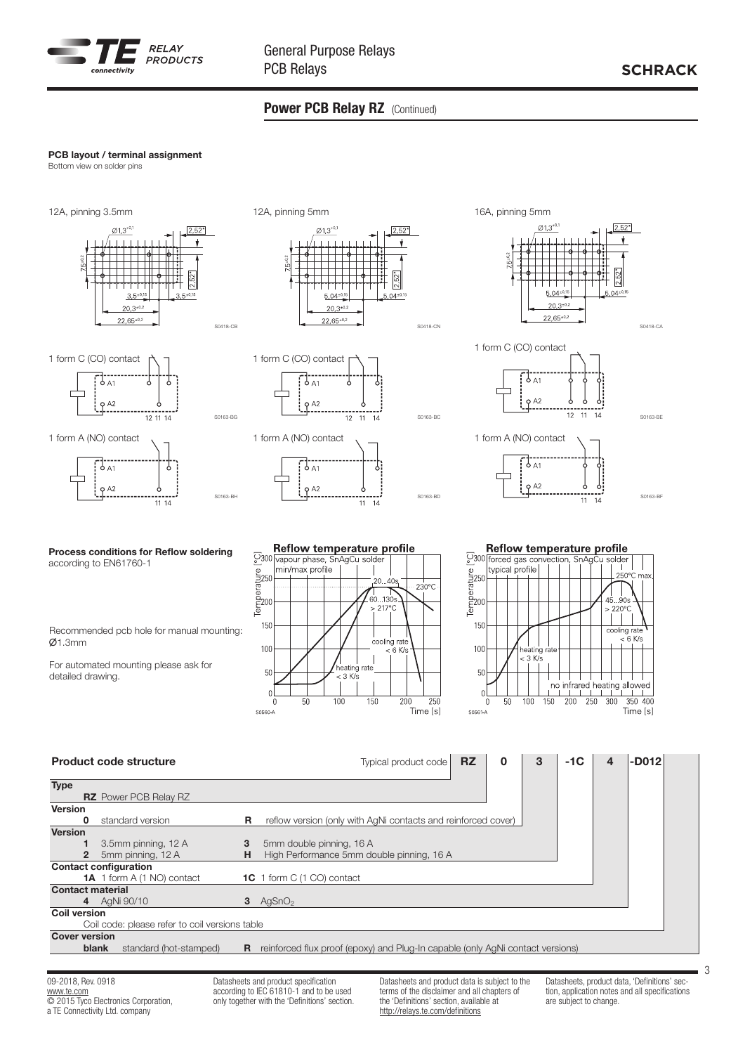## Power PCB Relay RZ (Continued)

**PCB layout / terminal assignment**
Bottom view on solder pins

12A, pinning 3.5mm

Ø1,3[+0,1] 2,52* 7,5[±0,2] 2,52* 3,5[±0,15] 3,5[±0,15] 20,3[±0,2] 22,65[±0,2]

S0418-CB

12A, pinning 5mm

Ø1,3[+0,1] 2,52* 7,5[±0,2] 2,52* 5,04[±0,15] 5,04[±0,15] 20,3[±0,2] 22,65[±0,2]

S0418-CN

16A, pinning 5mm

Ø1,3[+0,1] 2,52* 7,5[±0,2] 2,52* 5,04[±0,15] 5,04[±0,15] 20,3[±0,2] 22,65[±0,2]

S0418-CA

1 form C (CO) contact

A1 A2 12 11 14

S0163-BG

1 form C (CO) contact

A1 A2 12 11 14

S0163-BC

1 form C (CO) contact

A1 A2 12 11 14

S0163-BE

1 form A (NO) contact

A1 A2 11 14

S0163-BH

1 form A (NO) contact

A1 A2 11 14

S0163-BD

1 form A (NO) contact

A1 A2 11 14

S0163-BF

**Process conditions for Reflow soldering**
according to EN61760-1

Recommended pcb hole for manual mounting: Ø1.3mm

For automated mounting please ask for detailed drawing.

**Reflow temperature profile**
vapour phase, SnAgCu solder
min/max profile
20...40s, 230°C, 60...130s > 217°C, cooling rate < 6 K/s, heating rate < 3 K/s
Temperature [°C], Time [s]

S0560-A

**Reflow temperature profile**
forced gas convection, SnAgCu solder
typical profile
250°C max, 45...90s > 220°C, cooling rate < 6 K/s, heating rate < 3 K/s
no infrared heating allowed
Temperature [°C], Time [s]

S0561-A

**Product code structure**

| Typical product code | RZ | 0 | 3 | -1C | 4 | -D012 | |
|---|---|---|---|---|---|---|---|

| **Type** | | |
|---|---|---|
| **RZ** Power PCB Relay RZ | | |
| **Version** | | |
| **0** standard version | **R** | reflow version (only with AgNi contacts and reinforced cover) |
| **Version** | | |
| **1** 3.5mm pinning, 12 A | **3** | 5mm double pinning, 16 A |
| **2** 5mm pinning, 12 A | **H** | High Performance 5mm double pinning, 16 A |
| **Contact configuration** | | |
| **1A** 1 form A (1 NO) contact | **1C** | 1 form C (1 CO) contact |
| **Contact material** | | |
| **4** AgNi 90/10 | **3** | $AgSnO_2$ |
| **Coil version** | | |
| Coil code: please refer to coil versions table | | |
| **Cover version** | | |
| **blank** standard (hot-stamped) | **R** | reinforced flux proof (epoxy) and Plug-In capable (only AgNi contact versions) |

09-2018, Rev. 0918
www.te.com
© 2015 Tyco Electronics Corporation, a TE Connectivity Ltd. company

Datasheets and product specification according to IEC 61810-1 and to be used only together with the 'Definitions' section.

Datasheets and product data is subject to the terms of the disclaimer and all chapters of the 'Definitions' section, available at http://relays.te.com/definitions

Datasheets, product data, 'Definitions' section, application notes and all specifications are subject to change.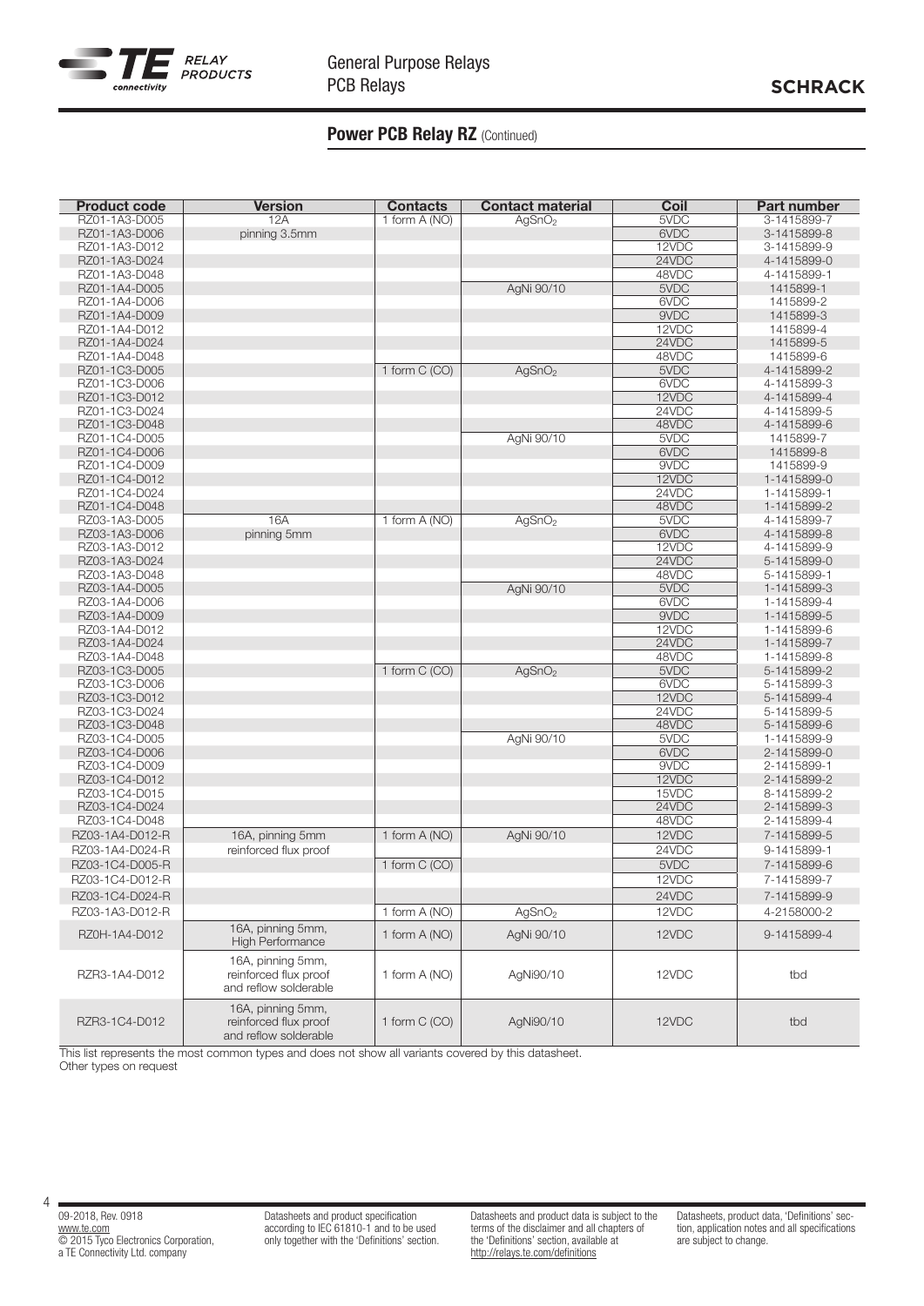## Power PCB Relay RZ (Continued)

| Product code | Version | Contacts | Contact material | Coil | Part number |
|---|---|---|---|---|---|
| RZ01-1A3-D005 | 12A | 1 form A (NO) | $AgSnO_2$ | 5VDC | 3-1415899-7 |
| RZ01-1A3-D006 | pinning 3.5mm | | | 6VDC | 3-1415899-8 |
| RZ01-1A3-D012 | | | | 12VDC | 3-1415899-9 |
| RZ01-1A3-D024 | | | | 24VDC | 4-1415899-0 |
| RZ01-1A3-D048 | | | | 48VDC | 4-1415899-1 |
| RZ01-1A4-D005 | | | AgNi 90/10 | 5VDC | 1415899-1 |
| RZ01-1A4-D006 | | | | 6VDC | 1415899-2 |
| RZ01-1A4-D009 | | | | 9VDC | 1415899-3 |
| RZ01-1A4-D012 | | | | 12VDC | 1415899-4 |
| RZ01-1A4-D024 | | | | 24VDC | 1415899-5 |
| RZ01-1A4-D048 | | | | 48VDC | 1415899-6 |
| RZ01-1C3-D005 | | 1 form C (CO) | $AgSnO_2$ | 5VDC | 4-1415899-2 |
| RZ01-1C3-D006 | | | | 6VDC | 4-1415899-3 |
| RZ01-1C3-D012 | | | | 12VDC | 4-1415899-4 |
| RZ01-1C3-D024 | | | | 24VDC | 4-1415899-5 |
| RZ01-1C3-D048 | | | | 48VDC | 4-1415899-6 |
| RZ01-1C4-D005 | | | AgNi 90/10 | 5VDC | 1415899-7 |
| RZ01-1C4-D006 | | | | 6VDC | 1415899-8 |
| RZ01-1C4-D009 | | | | 9VDC | 1415899-9 |
| RZ01-1C4-D012 | | | | 12VDC | 1-1415899-0 |
| RZ01-1C4-D024 | | | | 24VDC | 1-1415899-1 |
| RZ01-1C4-D048 | | | | 48VDC | 1-1415899-2 |
| RZ03-1A3-D005 | 16A | 1 form A (NO) | $AgSnO_2$ | 5VDC | 4-1415899-7 |
| RZ03-1A3-D006 | pinning 5mm | | | 6VDC | 4-1415899-8 |
| RZ03-1A3-D012 | | | | 12VDC | 4-1415899-9 |
| RZ03-1A3-D024 | | | | 24VDC | 5-1415899-0 |
| RZ03-1A3-D048 | | | | 48VDC | 5-1415899-1 |
| RZ03-1A4-D005 | | | AgNi 90/10 | 5VDC | 1-1415899-3 |
| RZ03-1A4-D006 | | | | 6VDC | 1-1415899-4 |
| RZ03-1A4-D009 | | | | 9VDC | 1-1415899-5 |
| RZ03-1A4-D012 | | | | 12VDC | 1-1415899-6 |
| RZ03-1A4-D024 | | | | 24VDC | 1-1415899-7 |
| RZ03-1A4-D048 | | | | 48VDC | 1-1415899-8 |
| RZ03-1C3-D005 | | 1 form C (CO) | $AgSnO_2$ | 5VDC | 5-1415899-2 |
| RZ03-1C3-D006 | | | | 6VDC | 5-1415899-3 |
| RZ03-1C3-D012 | | | | 12VDC | 5-1415899-4 |
| RZ03-1C3-D024 | | | | 24VDC | 5-1415899-5 |
| RZ03-1C3-D048 | | | | 48VDC | 5-1415899-6 |
| RZ03-1C4-D005 | | | AgNi 90/10 | 5VDC | 1-1415899-9 |
| RZ03-1C4-D006 | | | | 6VDC | 2-1415899-0 |
| RZ03-1C4-D009 | | | | 9VDC | 2-1415899-1 |
| RZ03-1C4-D012 | | | | 12VDC | 2-1415899-2 |
| RZ03-1C4-D015 | | | | 15VDC | 8-1415899-2 |
| RZ03-1C4-D024 | | | | 24VDC | 2-1415899-3 |
| RZ03-1C4-D048 | | | | 48VDC | 2-1415899-4 |
| RZ03-1A4-D012-R | 16A, pinning 5mm | 1 form A (NO) | AgNi 90/10 | 12VDC | 7-1415899-5 |
| RZ03-1A4-D024-R | reinforced flux proof | | | 24VDC | 9-1415899-1 |
| RZ03-1C4-D005-R | | 1 form C (CO) | | 5VDC | 7-1415899-6 |
| RZ03-1C4-D012-R | | | | 12VDC | 7-1415899-7 |
| RZ03-1C4-D024-R | | | | 24VDC | 7-1415899-9 |
| RZ03-1A3-D012-R | | 1 form A (NO) | $AgSnO_2$ | 12VDC | 4-2158000-2 |
| RZ0H-1A4-D012 | 16A, pinning 5mm, High Performance | 1 form A (NO) | AgNi 90/10 | 12VDC | 9-1415899-4 |
| RZR3-1A4-D012 | 16A, pinning 5mm, reinforced flux proof and reflow solderable | 1 form A (NO) | AgNi90/10 | 12VDC | tbd |
| RZR3-1C4-D012 | 16A, pinning 5mm, reinforced flux proof and reflow solderable | 1 form C (CO) | AgNi90/10 | 12VDC | tbd |

This list represents the most common types and does not show all variants covered by this datasheet.
Other types on request

09-2018, Rev. 0918
www.te.com
© 2015 Tyco Electronics Corporation, a TE Connectivity Ltd. company

Datasheets and product specification according to IEC 61810-1 and to be used only together with the 'Definitions' section.

Datasheets and product data is subject to the terms of the disclaimer and all chapters of the 'Definitions' section, available at http://relays.te.com/definitions

Datasheets, product data, 'Definitions' section, application notes and all specifications are subject to change.